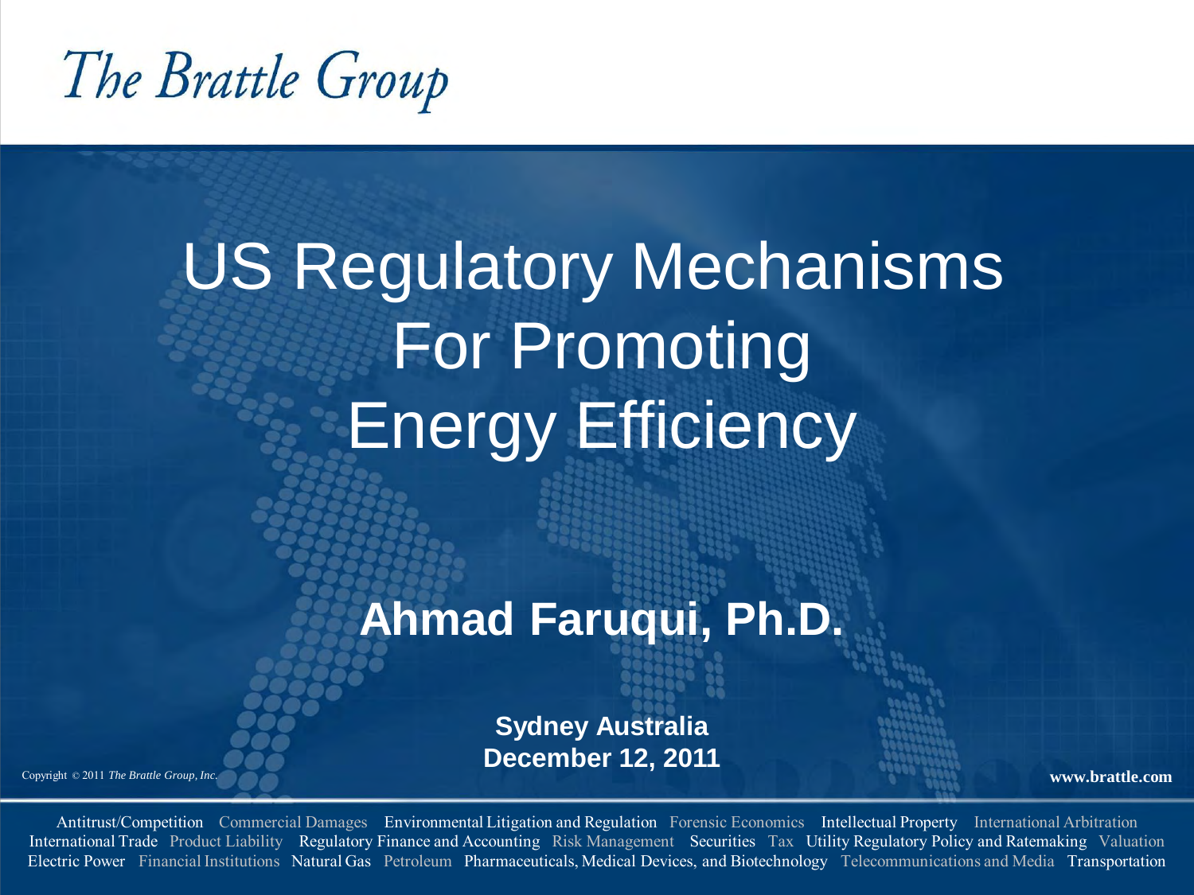The Brattle Group

# US Regulatory Mechanisms For Promoting Energy Efficiency

**Ahmad Faruqui, Ph.D.**

**Sydney Australia**
**December 12, 2011**

Copyright © 2011 *The Brattle Group, Inc.*

**www.brattle.com**

Antitrust/Competition Commercial Damages Environmental Litigation and Regulation Forensic Economics Intellectual Property International Arbitration International Trade Product Liability Regulatory Finance and Accounting Risk Management Securities Tax Utility Regulatory Policy and Ratemaking Valuation Electric Power Financial Institutions Natural Gas Petroleum Pharmaceuticals, Medical Devices, and Biotechnology Telecommunications and Media Transportation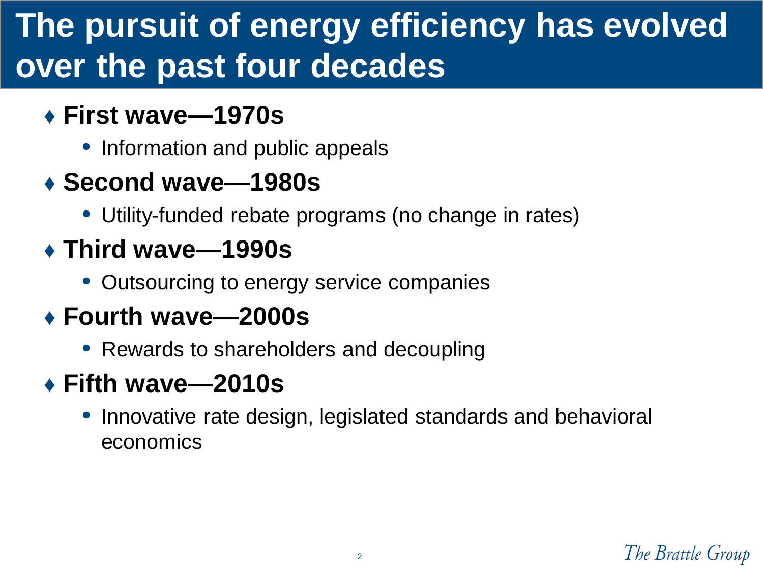# The pursuit of energy efficiency has evolved over the past four decades

- **First wave—1970s**
  - Information and public appeals
- **Second wave—1980s**
  - Utility-funded rebate programs (no change in rates)
- **Third wave—1990s**
  - Outsourcing to energy service companies
- **Fourth wave—2000s**
  - Rewards to shareholders and decoupling
- **Fifth wave—2010s**
  - Innovative rate design, legislated standards and behavioral economics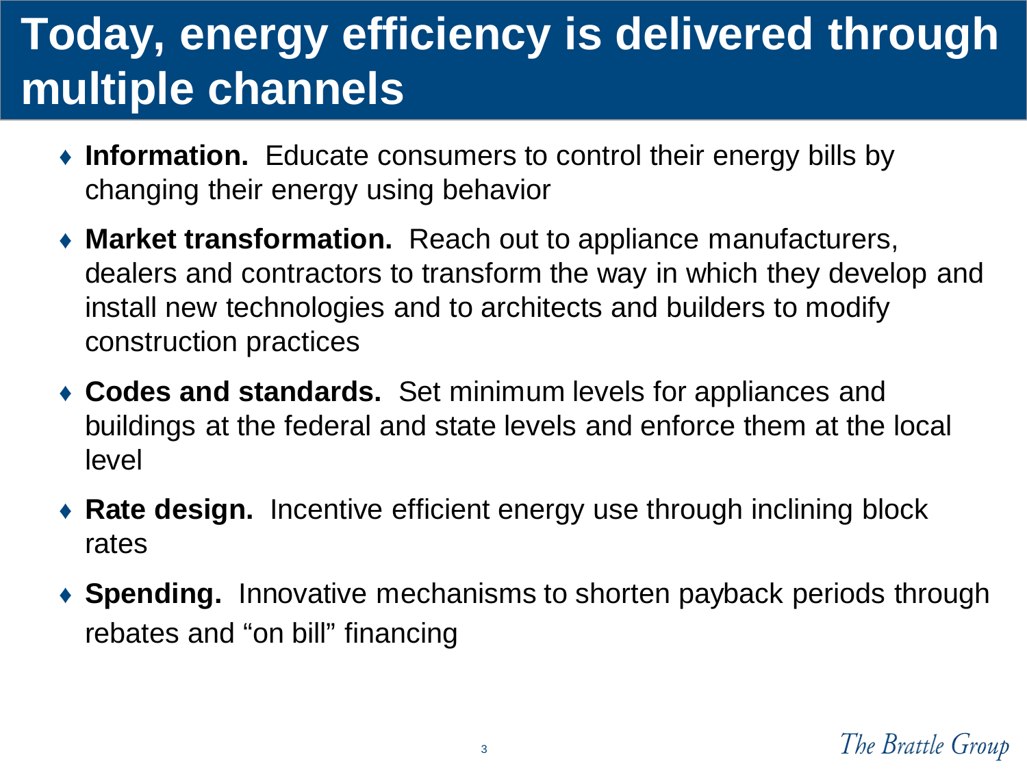# Today, energy efficiency is delivered through multiple channels

- **Information.** Educate consumers to control their energy bills by changing their energy using behavior
- **Market transformation.** Reach out to appliance manufacturers, dealers and contractors to transform the way in which they develop and install new technologies and to architects and builders to modify construction practices
- **Codes and standards.** Set minimum levels for appliances and buildings at the federal and state levels and enforce them at the local level
- **Rate design.** Incentive efficient energy use through inclining block rates
- **Spending.** Innovative mechanisms to shorten payback periods through rebates and "on bill" financing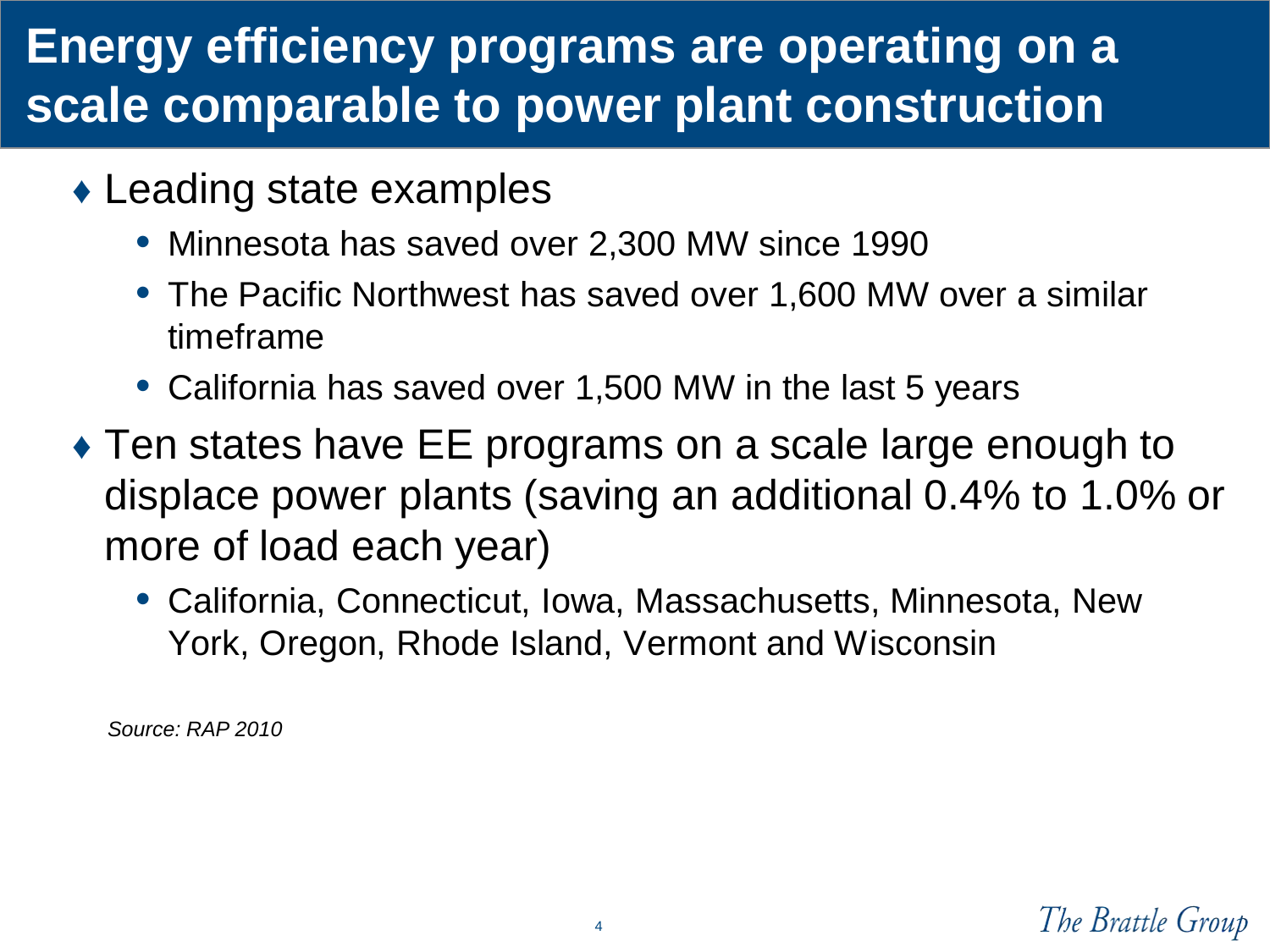# Energy efficiency programs are operating on a scale comparable to power plant construction

- Leading state examples
  - Minnesota has saved over 2,300 MW since 1990
  - The Pacific Northwest has saved over 1,600 MW over a similar timeframe
  - California has saved over 1,500 MW in the last 5 years
- Ten states have EE programs on a scale large enough to displace power plants (saving an additional 0.4% to 1.0% or more of load each year)
  - California, Connecticut, Iowa, Massachusetts, Minnesota, New York, Oregon, Rhode Island, Vermont and Wisconsin

*Source: RAP 2010*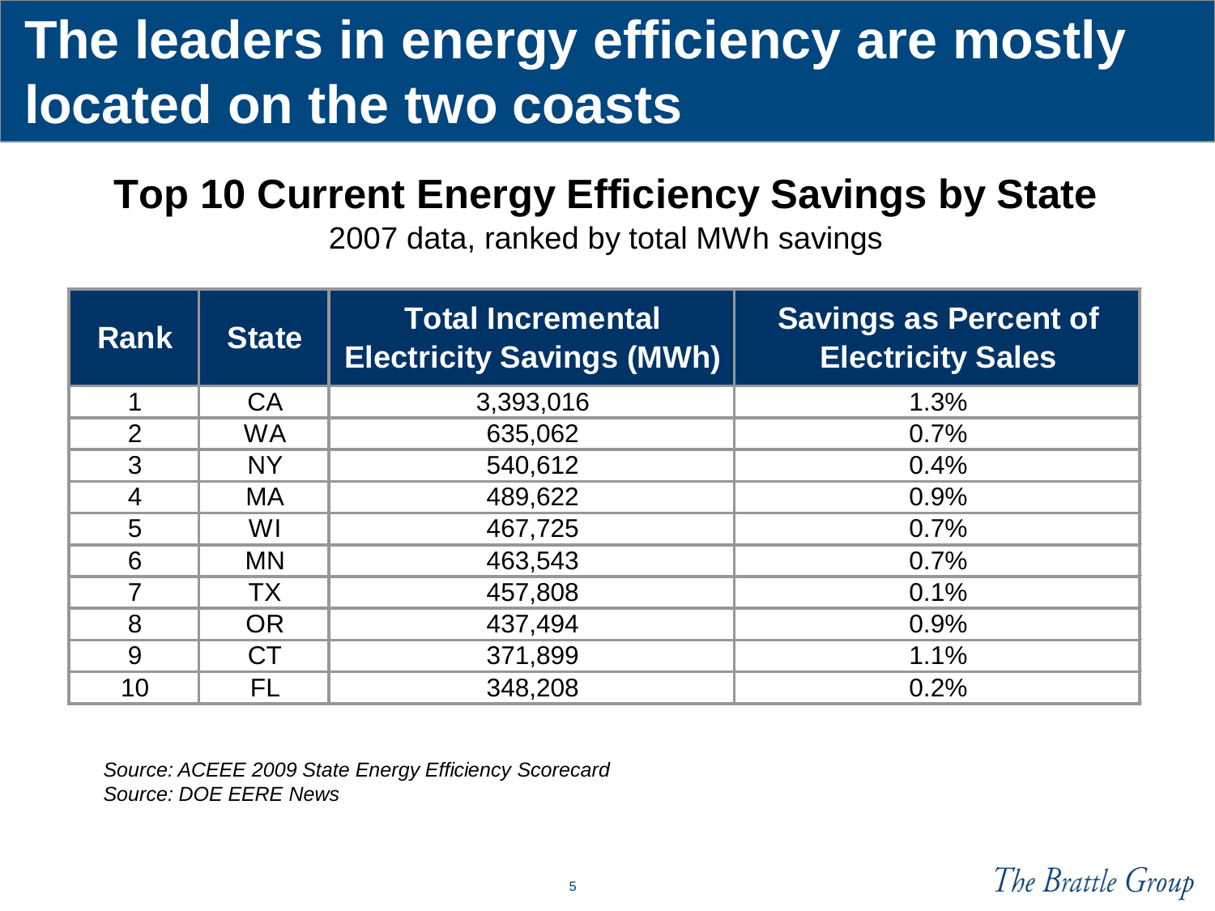# The leaders in energy efficiency are mostly located on the two coasts

## Top 10 Current Energy Efficiency Savings by State

2007 data, ranked by total MWh savings

| Rank | State | Total Incremental Electricity Savings (MWh) | Savings as Percent of Electricity Sales |
|---|---|---|---|
| 1 | CA | 3,393,016 | 1.3% |
| 2 | WA | 635,062 | 0.7% |
| 3 | NY | 540,612 | 0.4% |
| 4 | MA | 489,622 | 0.9% |
| 5 | WI | 467,725 | 0.7% |
| 6 | MN | 463,543 | 0.7% |
| 7 | TX | 457,808 | 0.1% |
| 8 | OR | 437,494 | 0.9% |
| 9 | CT | 371,899 | 1.1% |
| 10 | FL | 348,208 | 0.2% |

*Source: ACEEE 2009 State Energy Efficiency Scorecard*
*Source: DOE EERE News*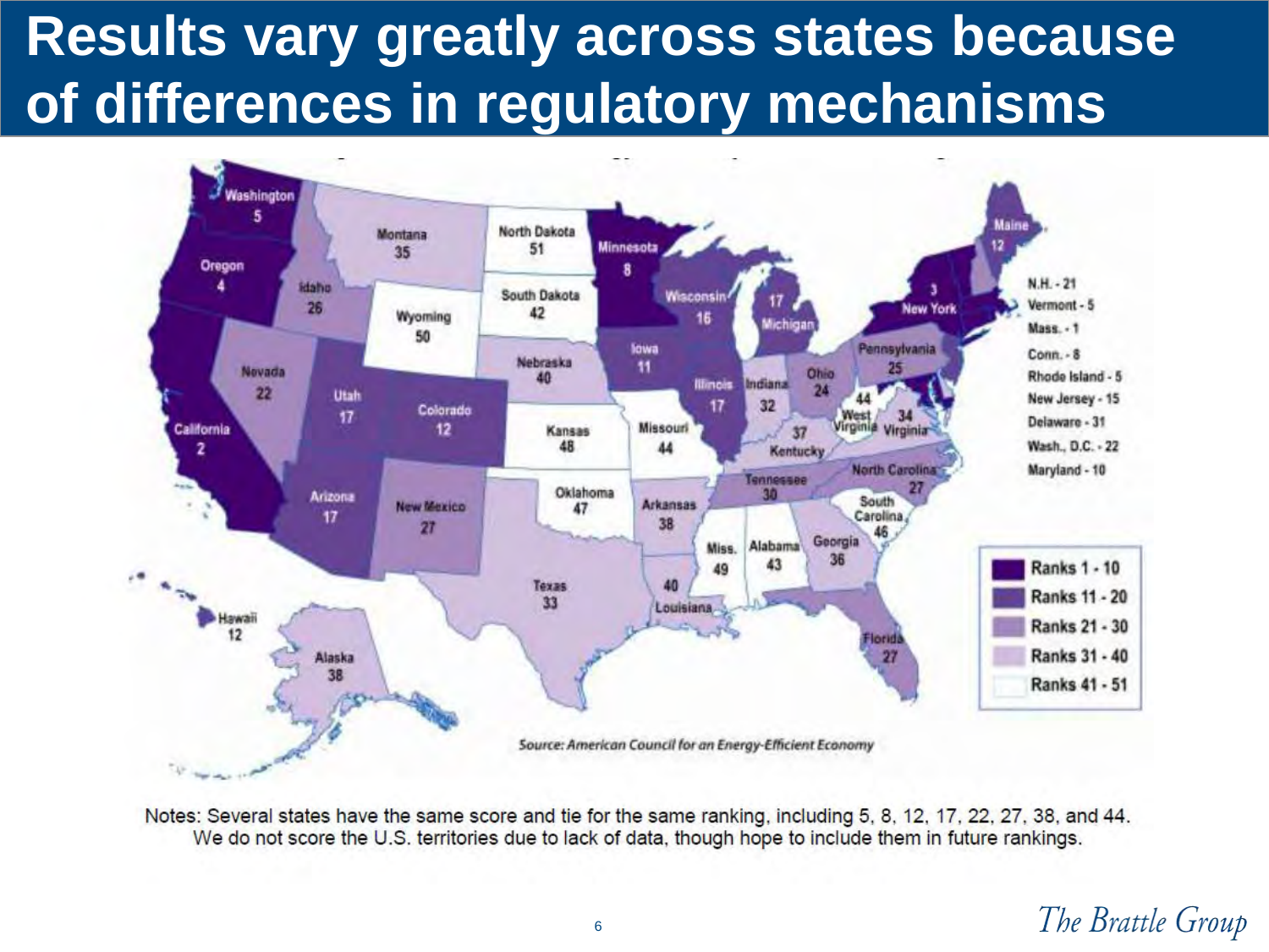# Results vary greatly across states because of differences in regulatory mechanisms

| State | Rank |
| --- | --- |
| Washington | 5 |
| Oregon | 4 |
| California | 2 |
| Idaho | 26 |
| Nevada | 22 |
| Montana | 35 |
| Wyoming | 50 |
| Utah | 17 |
| Arizona | 17 |
| Colorado | 12 |
| New Mexico | 27 |
| North Dakota | 51 |
| South Dakota | 42 |
| Nebraska | 40 |
| Kansas | 48 |
| Oklahoma | 47 |
| Texas | 33 |
| Minnesota | 8 |
| Iowa | 11 |
| Missouri | 44 |
| Arkansas | 38 |
| Louisiana | 40 |
| Wisconsin | 16 |
| Illinois | 17 |
| Michigan | 17 |
| Indiana | 32 |
| Ohio | 24 |
| Kentucky | 37 |
| Tennessee | 30 |
| Miss. | 49 |
| Alabama | 43 |
| Georgia | 36 |
| Florida | 27 |
| South Carolina | 46 |
| North Carolina | 27 |
| Virginia | 34 |
| West Virginia | 44 |
| Pennsylvania | 25 |
| New York | 3 |
| Maine | 12 |
| N.H. | 21 |
| Vermont | 5 |
| Mass. | 1 |
| Conn. | 8 |
| Rhode Island | 5 |
| New Jersey | 15 |
| Delaware | 31 |
| Wash., D.C. | 22 |
| Maryland | 10 |
| Hawaii | 12 |
| Alaska | 38 |

Legend: Ranks 1 - 10; Ranks 11 - 20; Ranks 21 - 30; Ranks 31 - 40; Ranks 41 - 51

*Source: American Council for an Energy-Efficient Economy*

Notes: Several states have the same score and tie for the same ranking, including 5, 8, 12, 17, 22, 27, 38, and 44. We do not score the U.S. territories due to lack of data, though hope to include them in future rankings.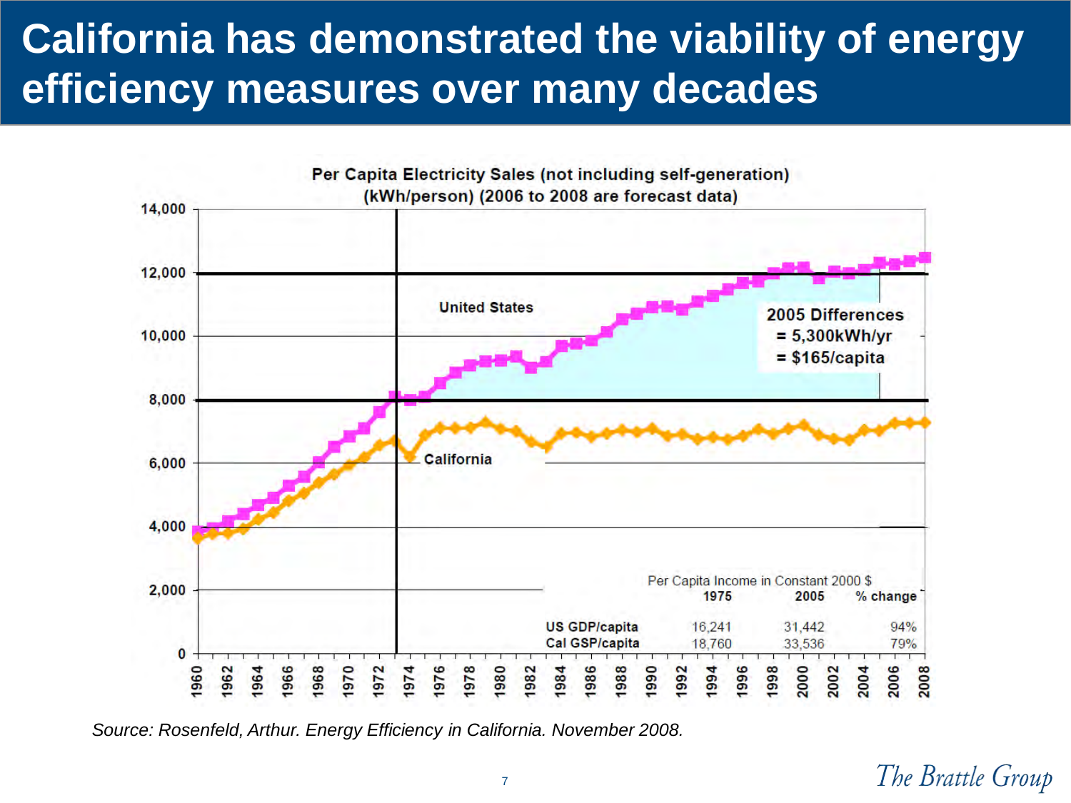# California has demonstrated the viability of energy efficiency measures over many decades

**Per Capita Electricity Sales (not including self-generation) (kWh/person) (2006 to 2008 are forecast data)**

United States

California

2005 Differences = 5,300kWh/yr = $165/capita

Per Capita Income in Constant 2000 $

| | 1975 | 2005 | % change |
|---|---|---|---|
| US GDP/capita | 16,241 | 31,442 | 94% |
| Cal GSP/capita | 18,760 | 33,536 | 79% |

*Source: Rosenfeld, Arthur. Energy Efficiency in California. November 2008.*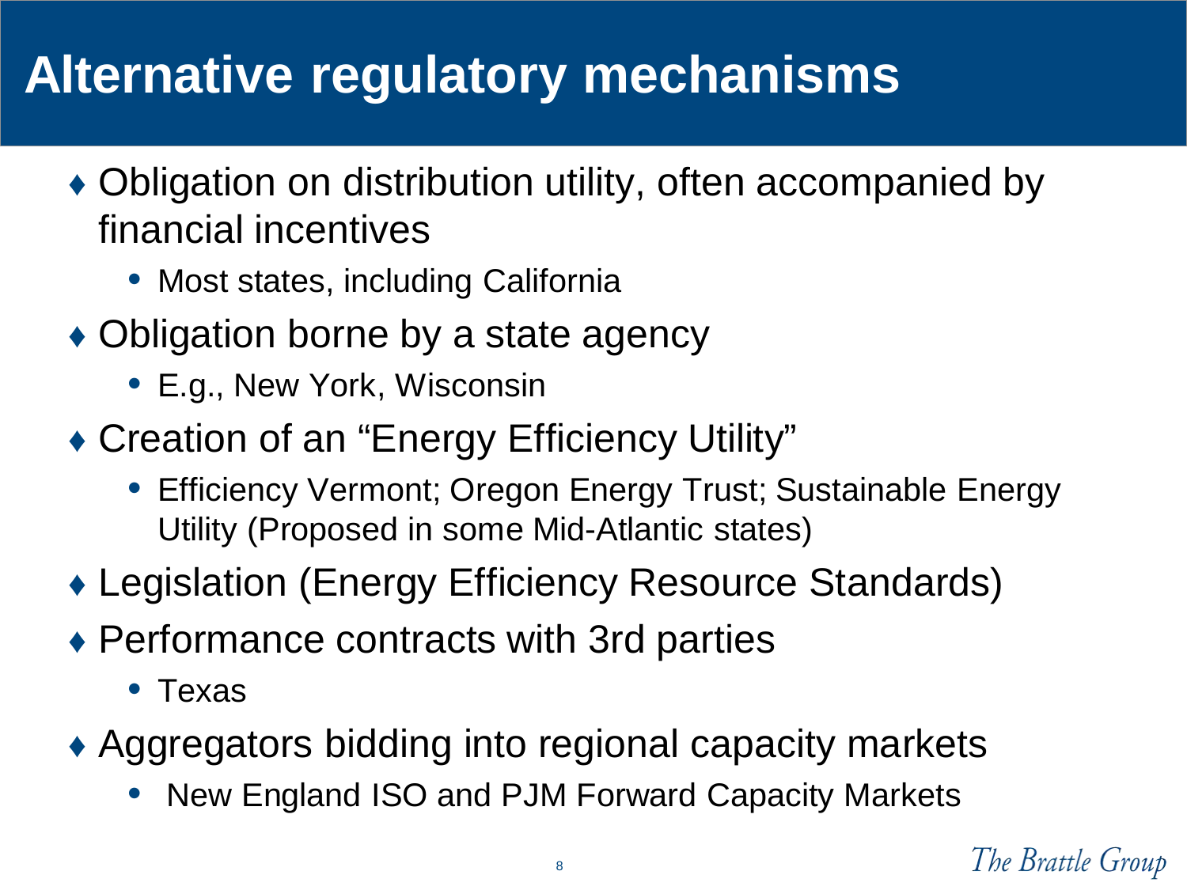# Alternative regulatory mechanisms

- Obligation on distribution utility, often accompanied by financial incentives
  - Most states, including California
- Obligation borne by a state agency
  - E.g., New York, Wisconsin
- Creation of an "Energy Efficiency Utility"
  - Efficiency Vermont; Oregon Energy Trust; Sustainable Energy Utility (Proposed in some Mid-Atlantic states)
- Legislation (Energy Efficiency Resource Standards)
- Performance contracts with 3rd parties
  - Texas
- Aggregators bidding into regional capacity markets
  - New England ISO and PJM Forward Capacity Markets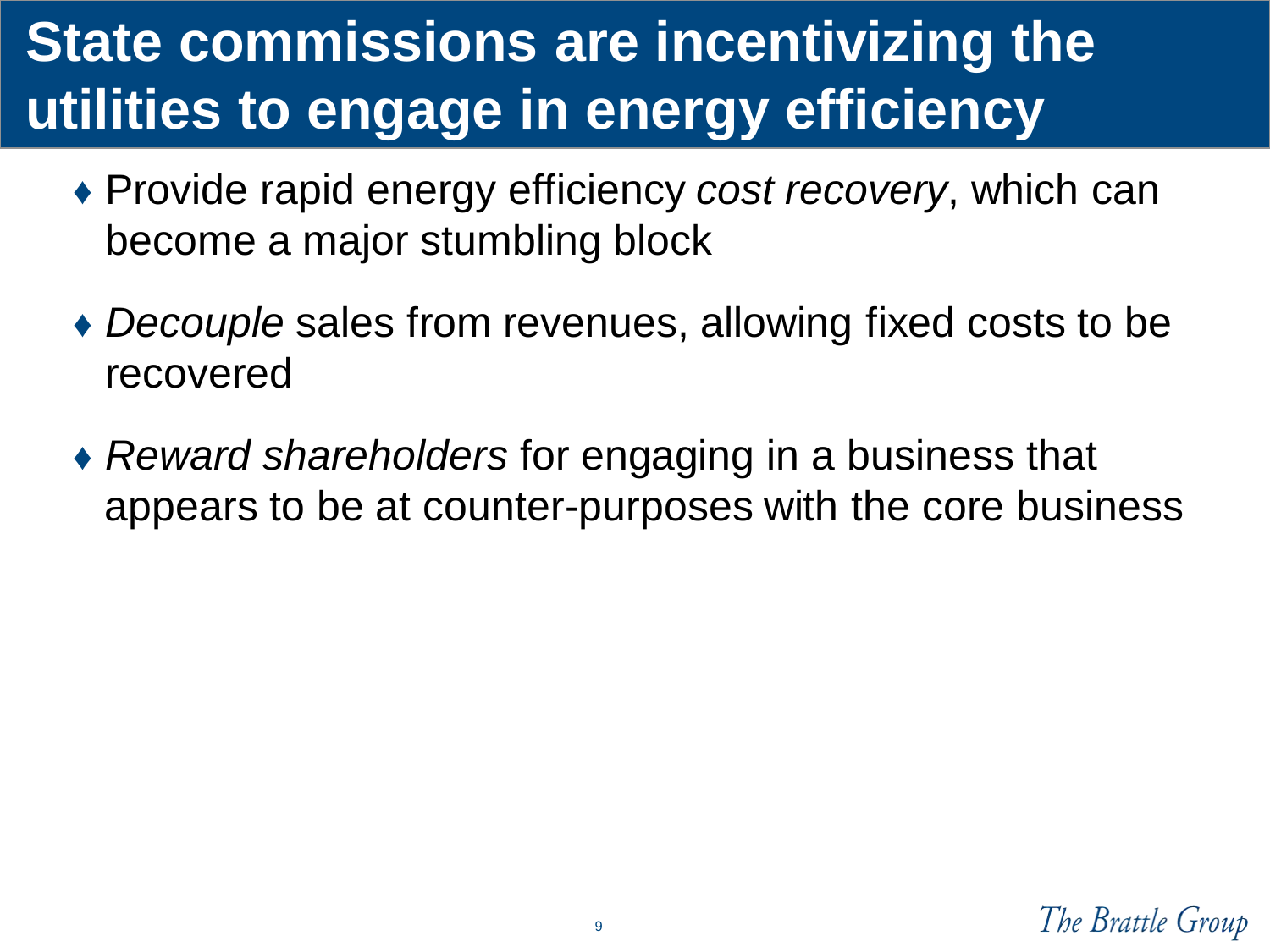# State commissions are incentivizing the utilities to engage in energy efficiency

- Provide rapid energy efficiency *cost recovery*, which can become a major stumbling block
- *Decouple* sales from revenues, allowing fixed costs to be recovered
- *Reward shareholders* for engaging in a business that appears to be at counter-purposes with the core business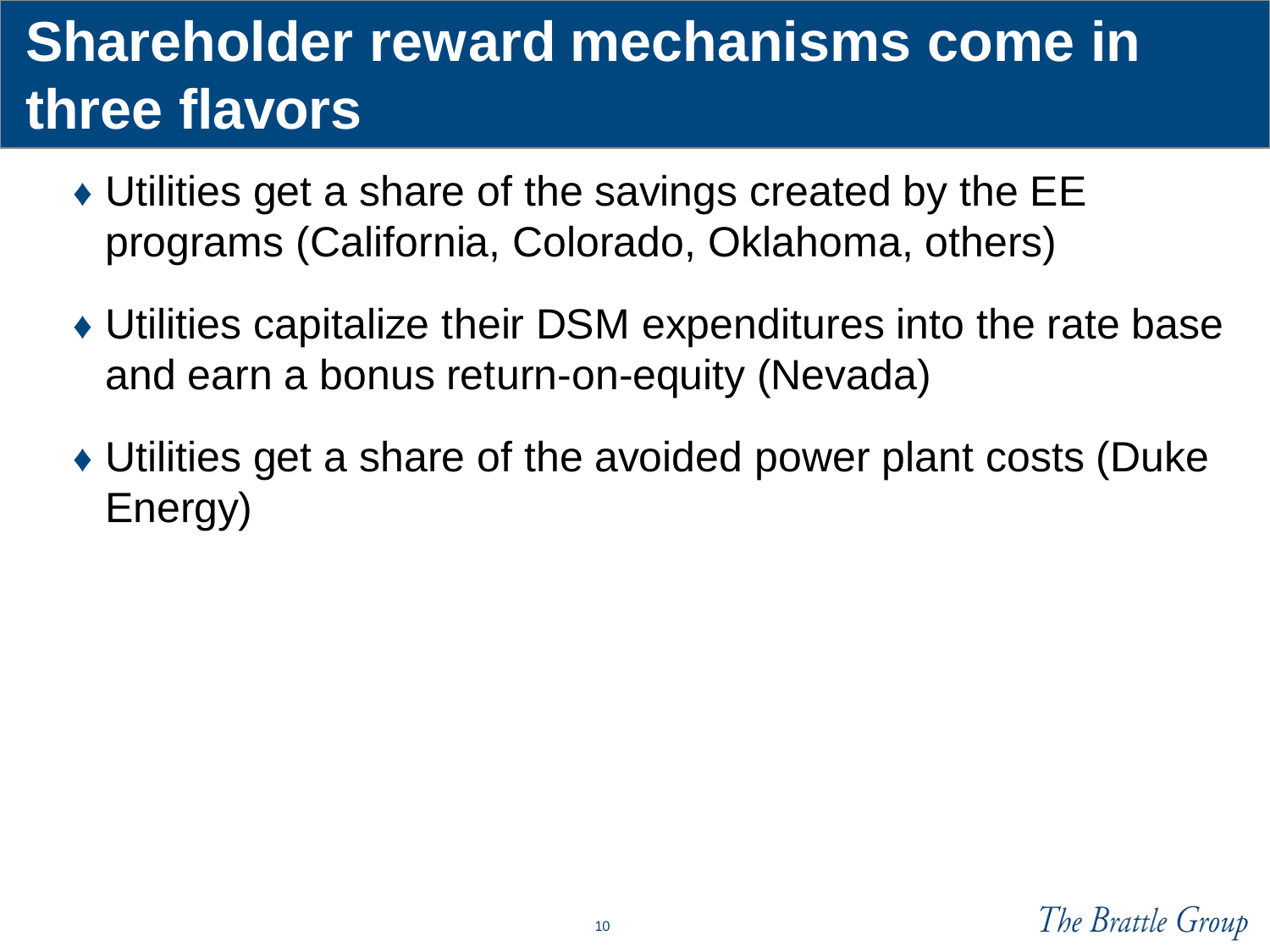# Shareholder reward mechanisms come in three flavors

- Utilities get a share of the savings created by the EE programs (California, Colorado, Oklahoma, others)
- Utilities capitalize their DSM expenditures into the rate base and earn a bonus return-on-equity (Nevada)
- Utilities get a share of the avoided power plant costs (Duke Energy)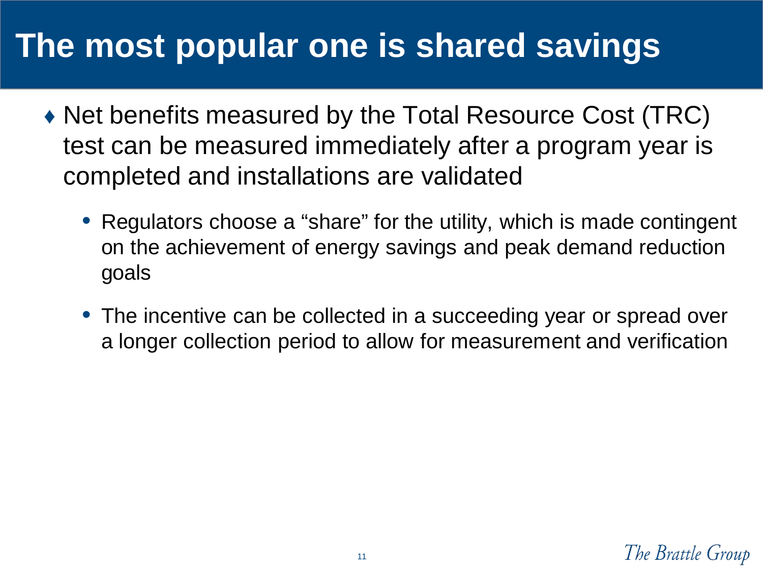# The most popular one is shared savings

- Net benefits measured by the Total Resource Cost (TRC) test can be measured immediately after a program year is completed and installations are validated
  - Regulators choose a "share" for the utility, which is made contingent on the achievement of energy savings and peak demand reduction goals
  - The incentive can be collected in a succeeding year or spread over a longer collection period to allow for measurement and verification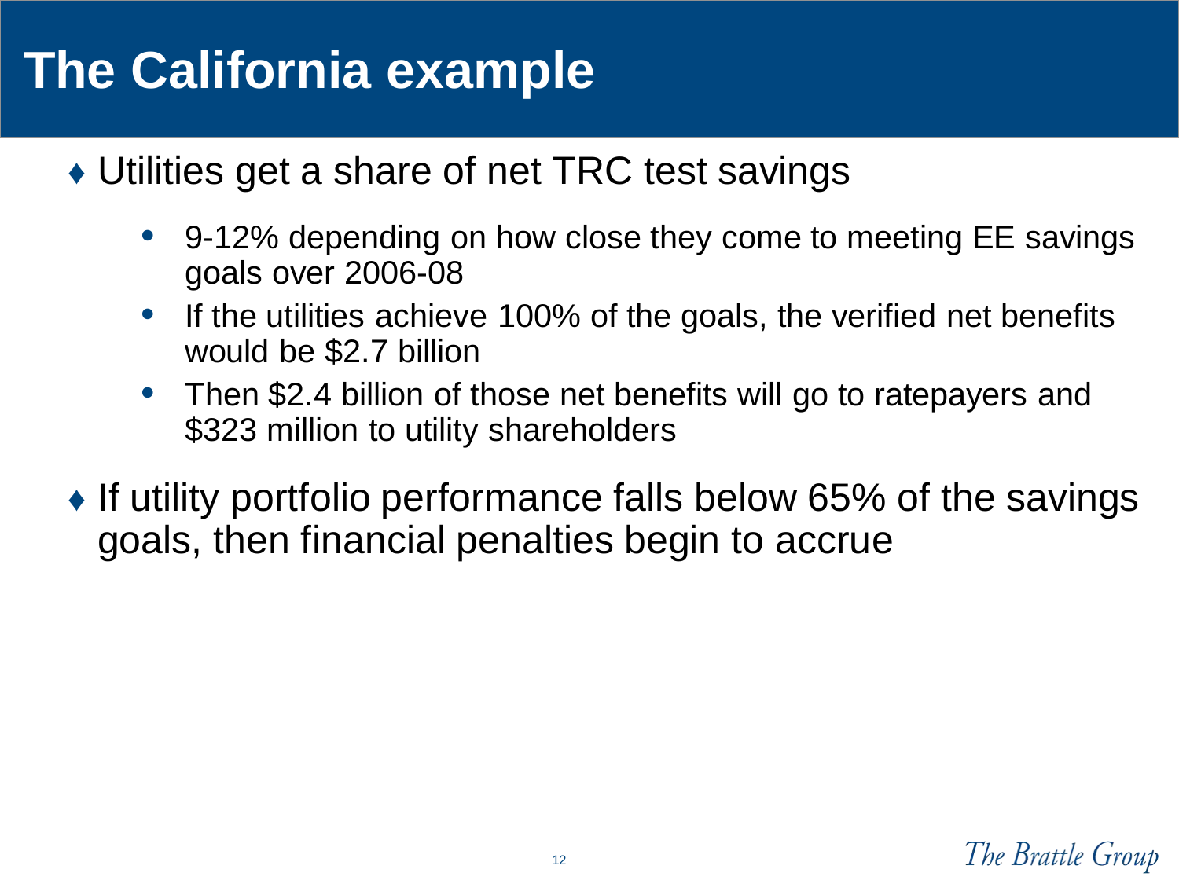# The California example

- Utilities get a share of net TRC test savings
  - 9-12% depending on how close they come to meeting EE savings goals over 2006-08
  - If the utilities achieve 100% of the goals, the verified net benefits would be $2.7 billion
  - Then $2.4 billion of those net benefits will go to ratepayers and $323 million to utility shareholders
- If utility portfolio performance falls below 65% of the savings goals, then financial penalties begin to accrue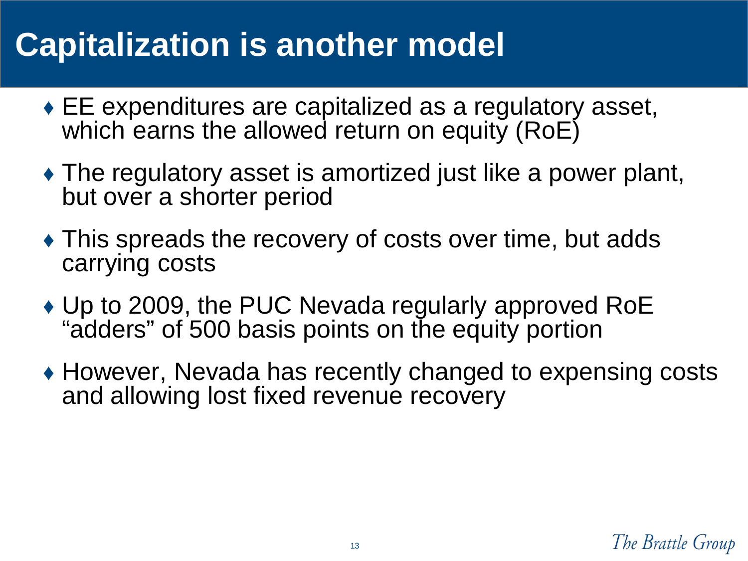# Capitalization is another model

- EE expenditures are capitalized as a regulatory asset, which earns the allowed return on equity (RoE)
- The regulatory asset is amortized just like a power plant, but over a shorter period
- This spreads the recovery of costs over time, but adds carrying costs
- Up to 2009, the PUC Nevada regularly approved RoE "adders" of 500 basis points on the equity portion
- However, Nevada has recently changed to expensing costs and allowing lost fixed revenue recovery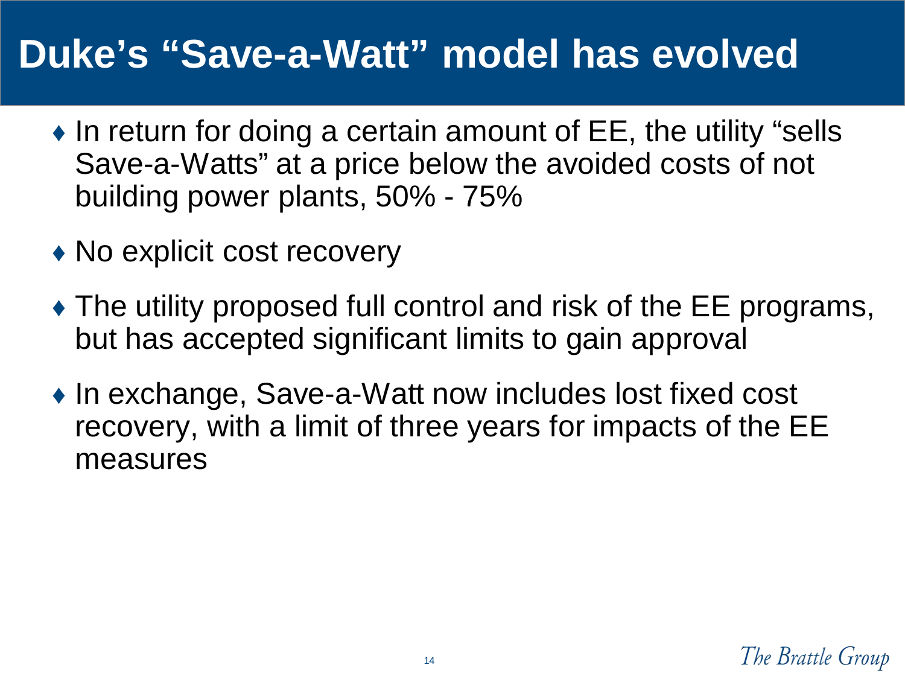# Duke's "Save-a-Watt" model has evolved

- In return for doing a certain amount of EE, the utility "sells Save-a-Watts" at a price below the avoided costs of not building power plants, 50% - 75%
- No explicit cost recovery
- The utility proposed full control and risk of the EE programs, but has accepted significant limits to gain approval
- In exchange, Save-a-Watt now includes lost fixed cost recovery, with a limit of three years for impacts of the EE measures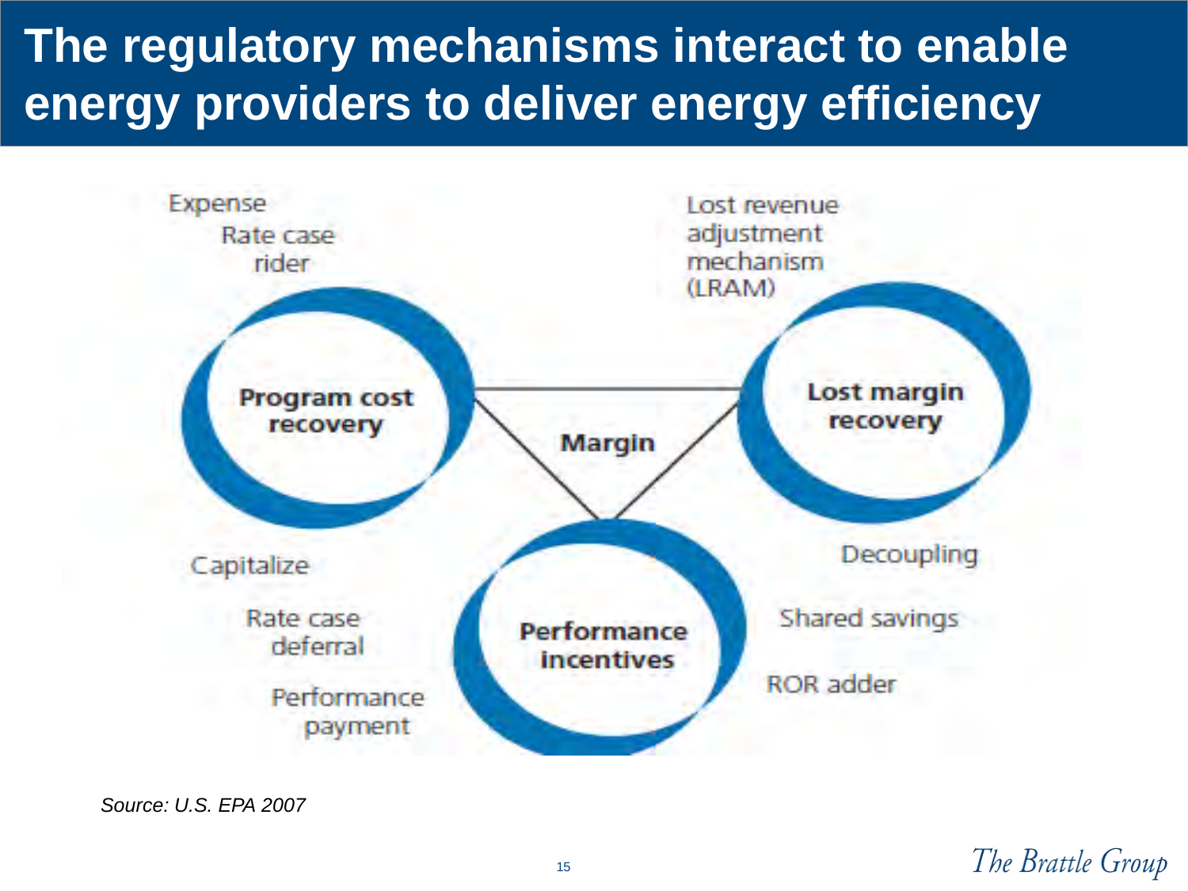# The regulatory mechanisms interact to enable energy providers to deliver energy efficiency

Expense
Rate case
rider

Lost revenue
adjustment
mechanism
(LRAM)

**Program cost recovery**

**Margin**

**Lost margin recovery**

Capitalize

Rate case
deferral

Performance
payment

**Performance incentives**

Decoupling

Shared savings

ROR adder

*Source: U.S. EPA 2007*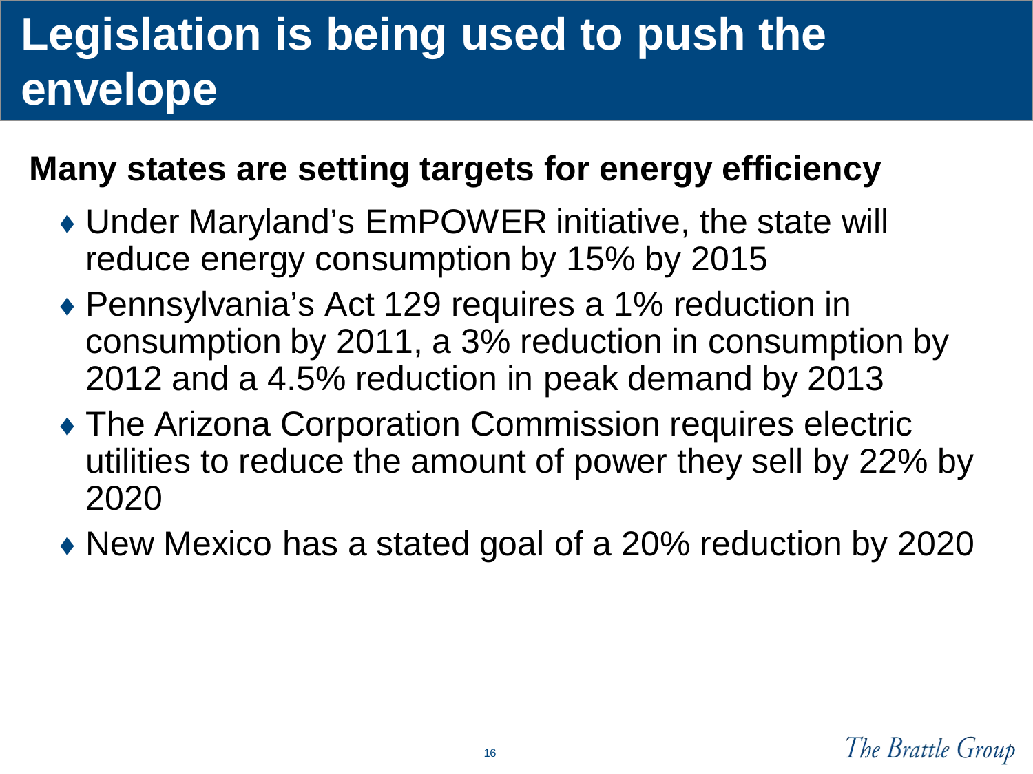# Legislation is being used to push the envelope

**Many states are setting targets for energy efficiency**

- Under Maryland's EmPOWER initiative, the state will reduce energy consumption by 15% by 2015
- Pennsylvania's Act 129 requires a 1% reduction in consumption by 2011, a 3% reduction in consumption by 2012 and a 4.5% reduction in peak demand by 2013
- The Arizona Corporation Commission requires electric utilities to reduce the amount of power they sell by 22% by 2020
- New Mexico has a stated goal of a 20% reduction by 2020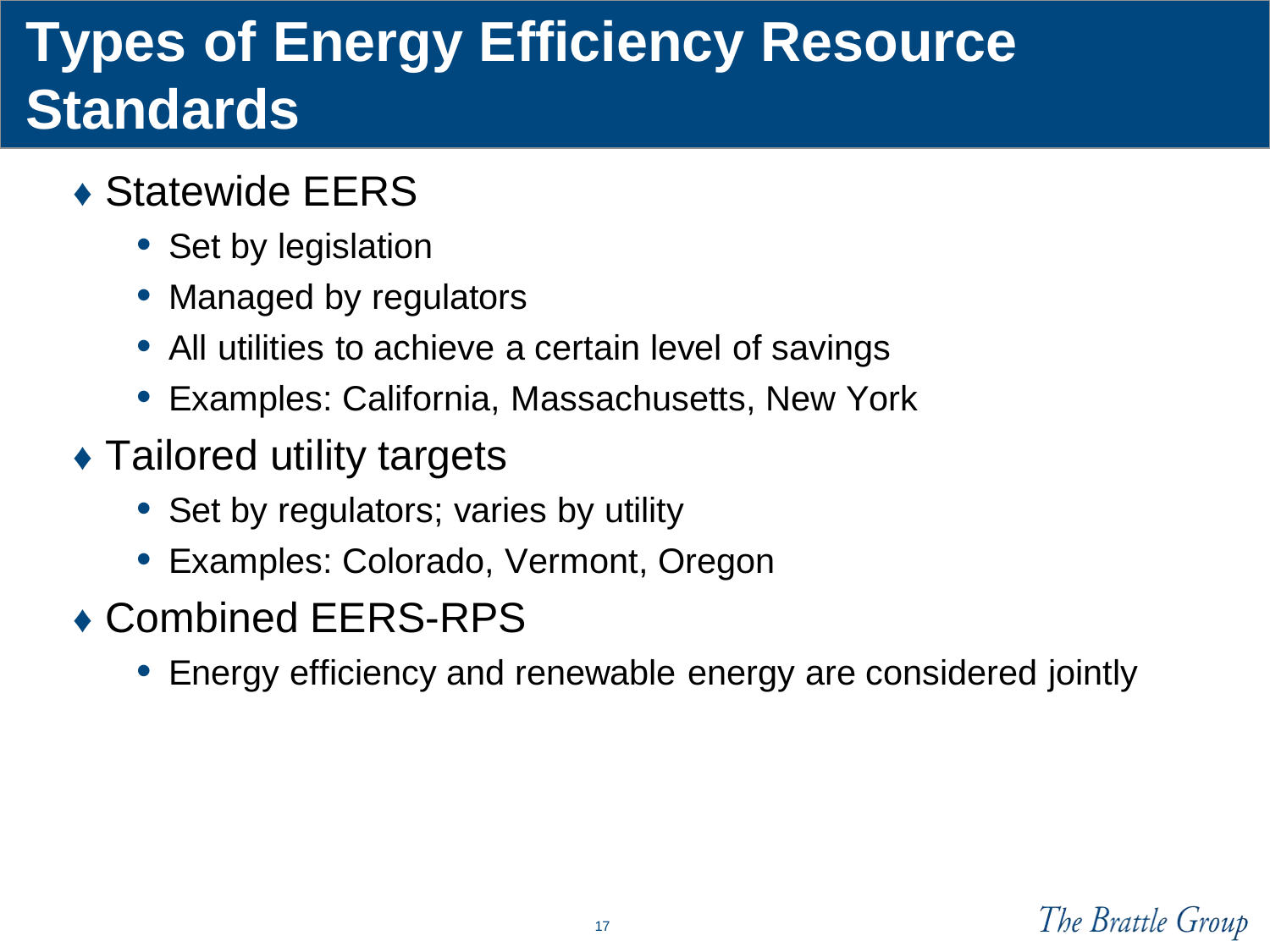# Types of Energy Efficiency Resource Standards

- Statewide EERS
  - Set by legislation
  - Managed by regulators
  - All utilities to achieve a certain level of savings
  - Examples: California, Massachusetts, New York
- Tailored utility targets
  - Set by regulators; varies by utility
  - Examples: Colorado, Vermont, Oregon
- Combined EERS-RPS
  - Energy efficiency and renewable energy are considered jointly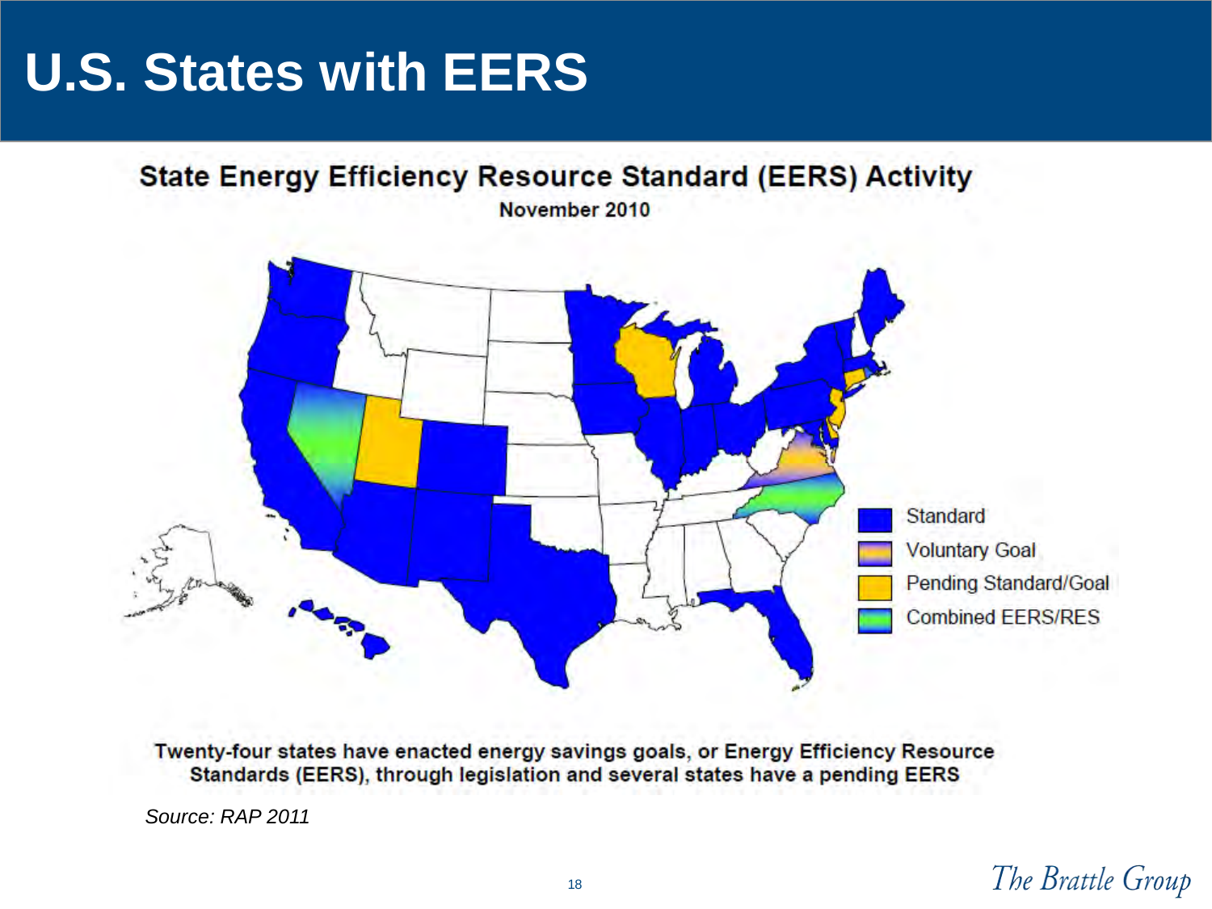# U.S. States with EERS

**State Energy Efficiency Resource Standard (EERS) Activity**

**November 2010**

- Standard
- Voluntary Goal
- Pending Standard/Goal
- Combined EERS/RES

**Twenty-four states have enacted energy savings goals, or Energy Efficiency Resource Standards (EERS), through legislation and several states have a pending EERS**

*Source: RAP 2011*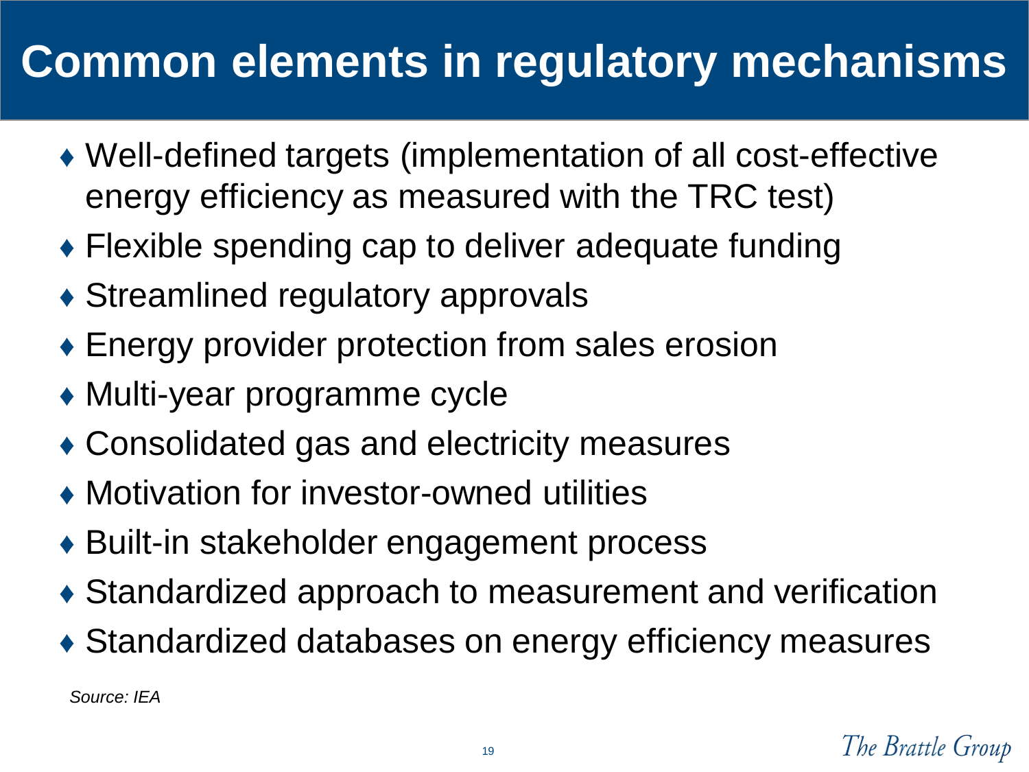# Common elements in regulatory mechanisms

- Well-defined targets (implementation of all cost-effective energy efficiency as measured with the TRC test)
- Flexible spending cap to deliver adequate funding
- Streamlined regulatory approvals
- Energy provider protection from sales erosion
- Multi-year programme cycle
- Consolidated gas and electricity measures
- Motivation for investor-owned utilities
- Built-in stakeholder engagement process
- Standardized approach to measurement and verification
- Standardized databases on energy efficiency measures

*Source: IEA*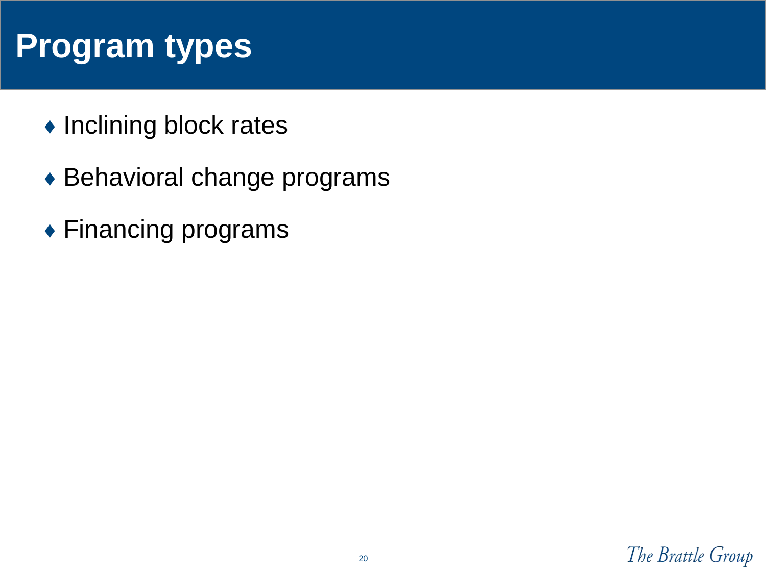# Program types

- Inclining block rates
- Behavioral change programs
- Financing programs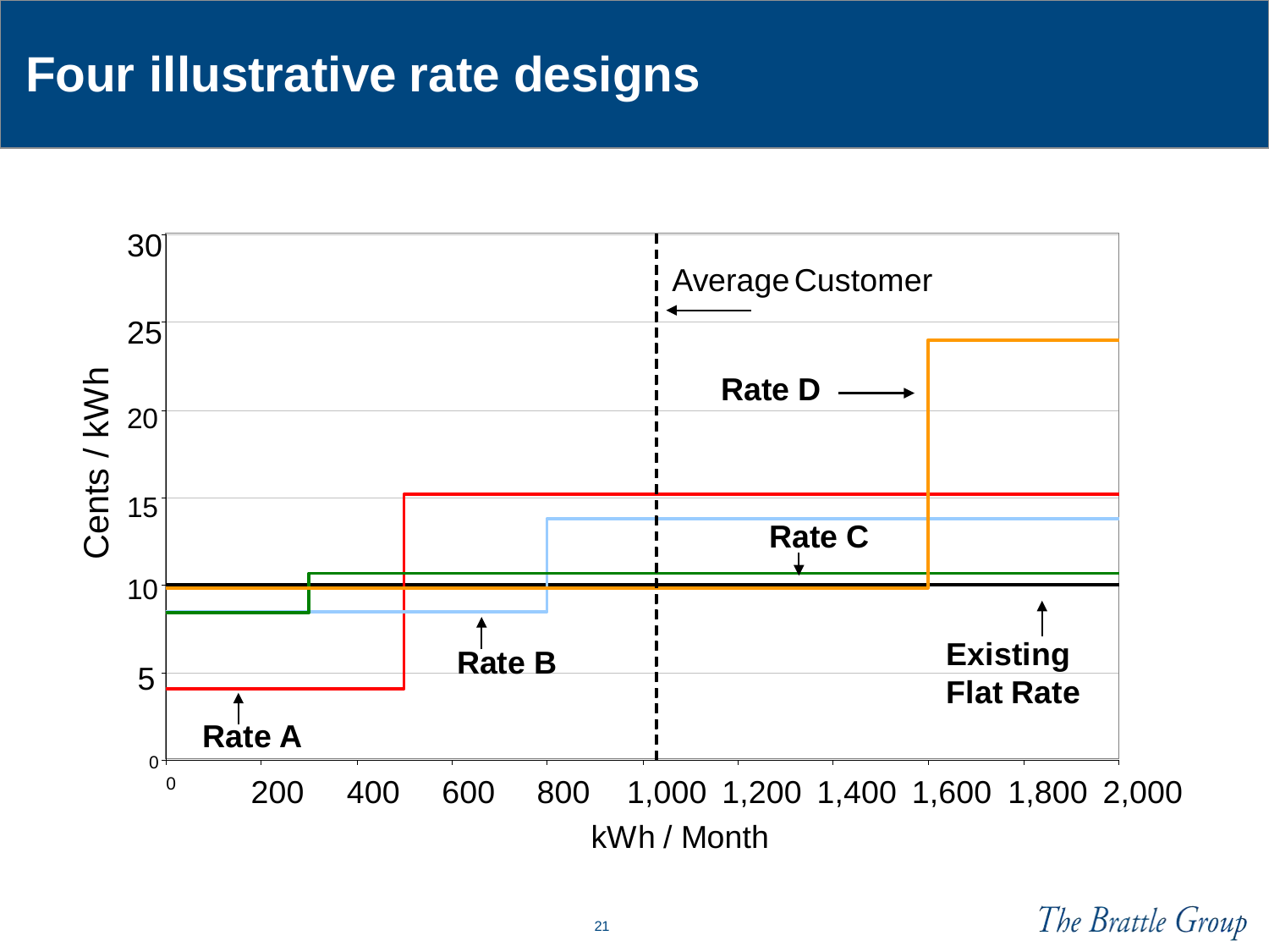# Four illustrative rate designs

Average Customer

Rate D

Rate C

Rate B

Rate A

Existing Flat Rate

Cents / kWh

kWh / Month

0, 5, 10, 15, 20, 25, 30

0, 200, 400, 600, 800, 1,000, 1,200, 1,400, 1,600, 1,800, 2,000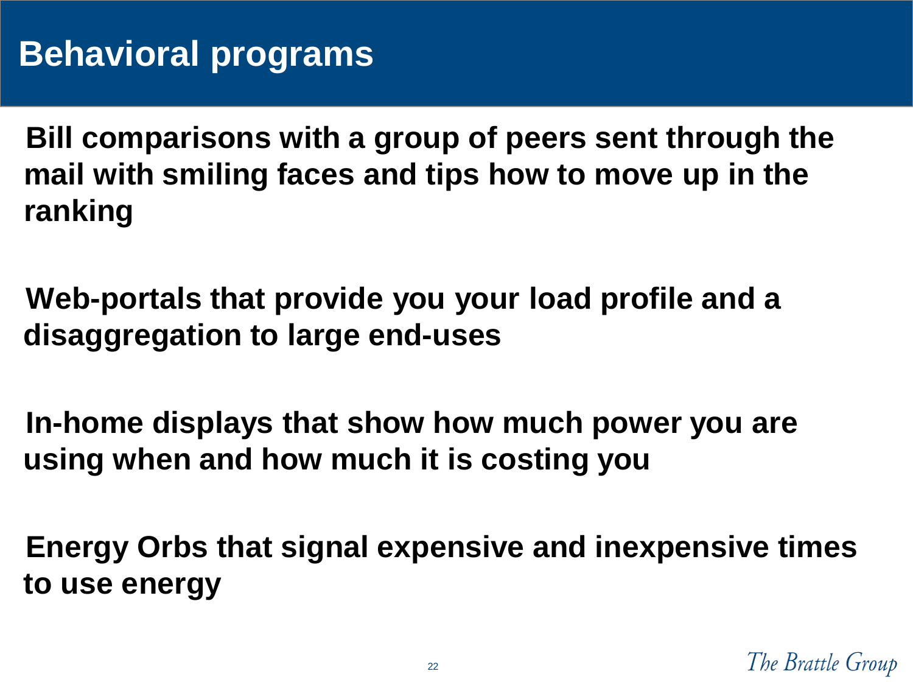# Behavioral programs

**Bill comparisons with a group of peers sent through the mail with smiling faces and tips how to move up in the ranking**

**Web-portals that provide you your load profile and a disaggregation to large end-uses**

**In-home displays that show how much power you are using when and how much it is costing you**

**Energy Orbs that signal expensive and inexpensive times to use energy**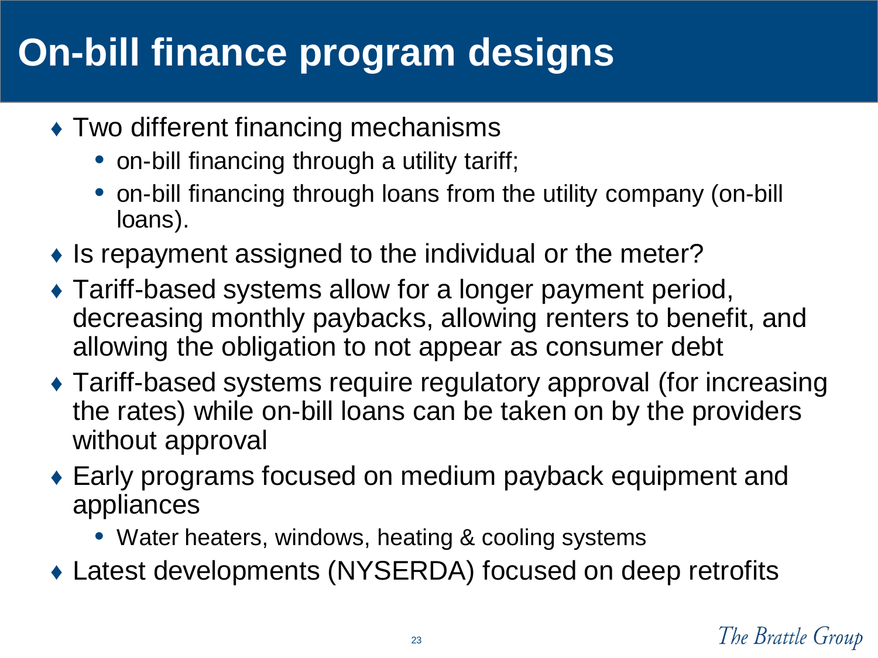# On-bill finance program designs

- Two different financing mechanisms
  - on-bill financing through a utility tariff;
  - on-bill financing through loans from the utility company (on-bill loans).
- Is repayment assigned to the individual or the meter?
- Tariff-based systems allow for a longer payment period, decreasing monthly paybacks, allowing renters to benefit, and allowing the obligation to not appear as consumer debt
- Tariff-based systems require regulatory approval (for increasing the rates) while on-bill loans can be taken on by the providers without approval
- Early programs focused on medium payback equipment and appliances
  - Water heaters, windows, heating & cooling systems
- Latest developments (NYSERDA) focused on deep retrofits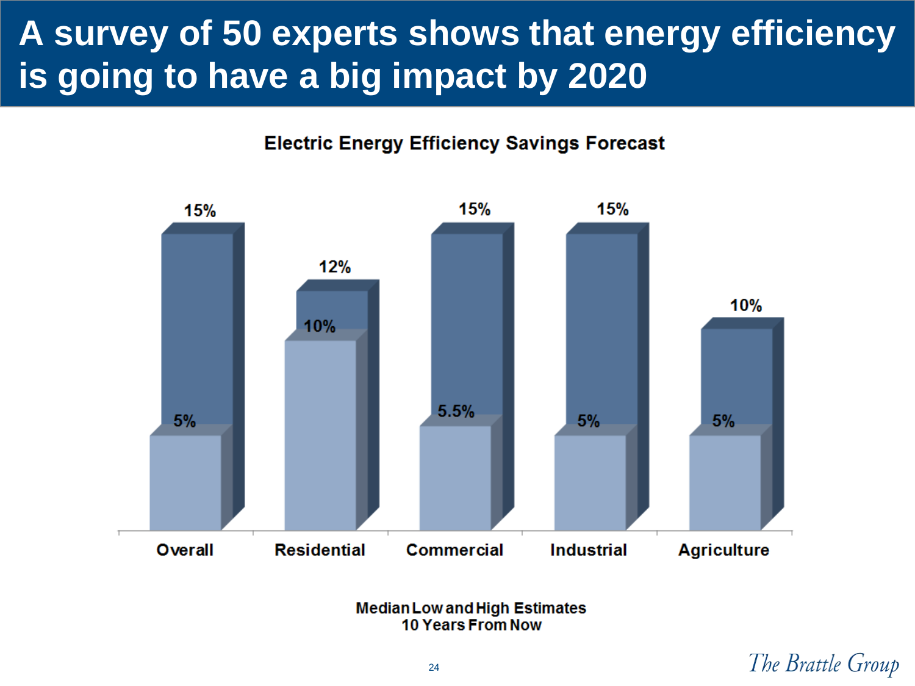# A survey of 50 experts shows that energy efficiency is going to have a big impact by 2020

**Electric Energy Efficiency Savings Forecast**

| | Overall | Residential | Commercial | Industrial | Agriculture |
|---|---|---|---|---|---|
| Median Low Estimate | 5% | 10% | 5.5% | 5% | 5% |
| Median High Estimate | 15% | 12% | 15% | 15% | 10% |

**Median Low and High Estimates**
**10 Years From Now**

*The Brattle Group*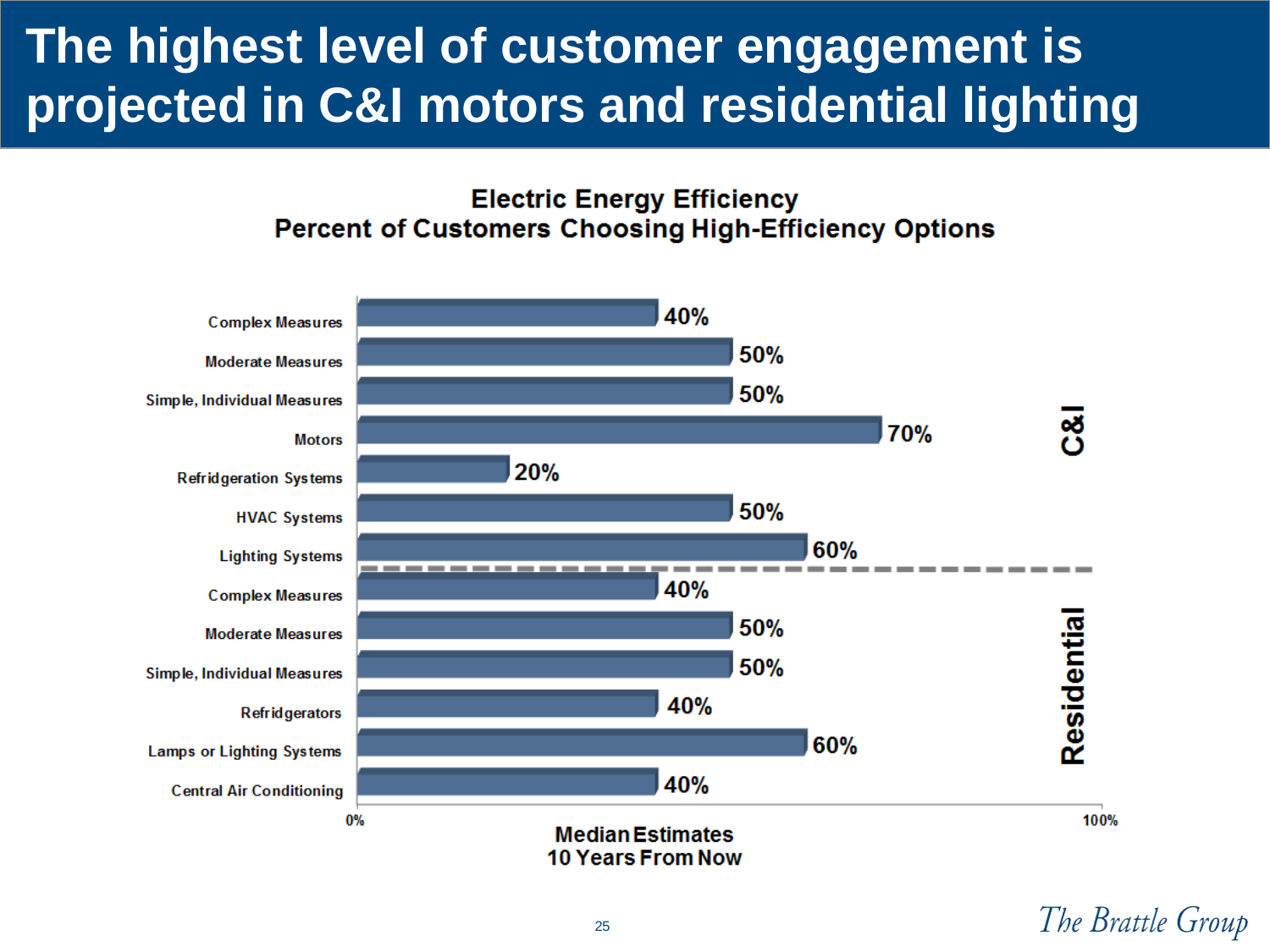# The highest level of customer engagement is projected in C&I motors and residential lighting

**Electric Energy Efficiency**
**Percent of Customers Choosing High-Efficiency Options**

| Sector | Measure | Median Estimates 10 Years From Now |
|---|---|---|
| C&I | Complex Measures | 40% |
| C&I | Moderate Measures | 50% |
| C&I | Simple, Individual Measures | 50% |
| C&I | Motors | 70% |
| C&I | Refridgeration Systems | 20% |
| C&I | HVAC Systems | 50% |
| C&I | Lighting Systems | 60% |
| Residential | Complex Measures | 40% |
| Residential | Moderate Measures | 50% |
| Residential | Simple, Individual Measures | 50% |
| Residential | Refridgerators | 40% |
| Residential | Lamps or Lighting Systems | 60% |
| Residential | Central Air Conditioning | 40% |

0% – 100%

**Median Estimates**
**10 Years From Now**

*The Brattle Group*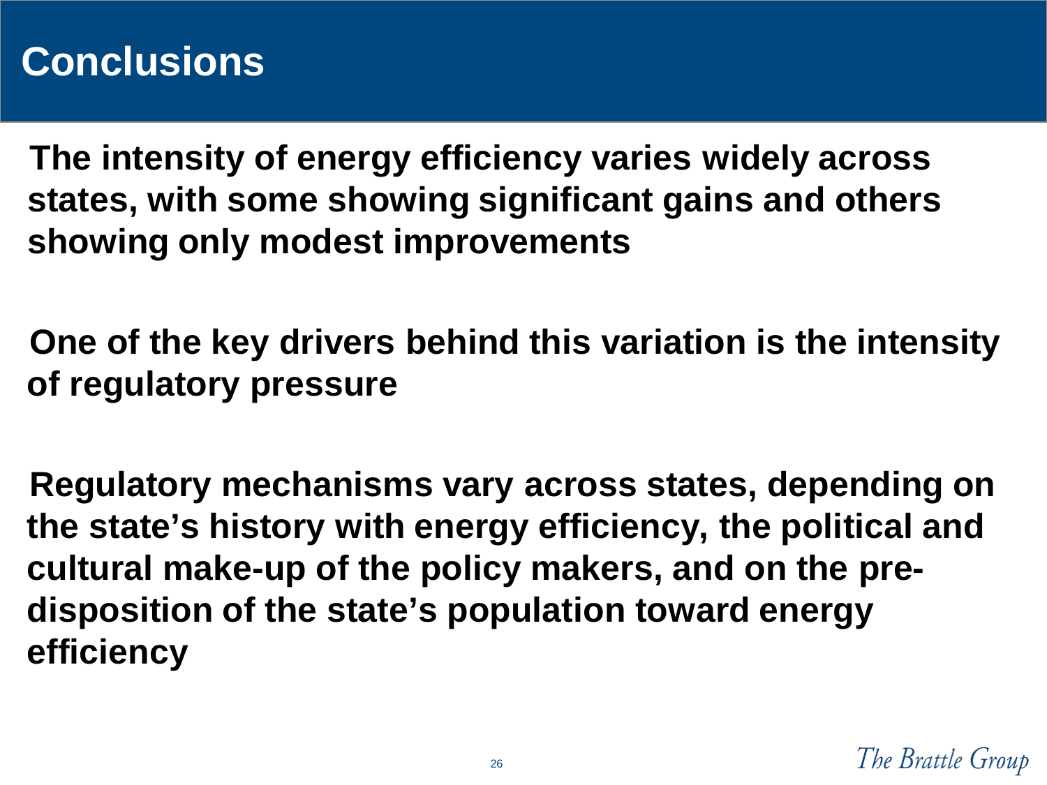# Conclusions

**The intensity of energy efficiency varies widely across states, with some showing significant gains and others showing only modest improvements**

**One of the key drivers behind this variation is the intensity of regulatory pressure**

**Regulatory mechanisms vary across states, depending on the state's history with energy efficiency, the political and cultural make-up of the policy makers, and on the pre-disposition of the state's population toward energy efficiency**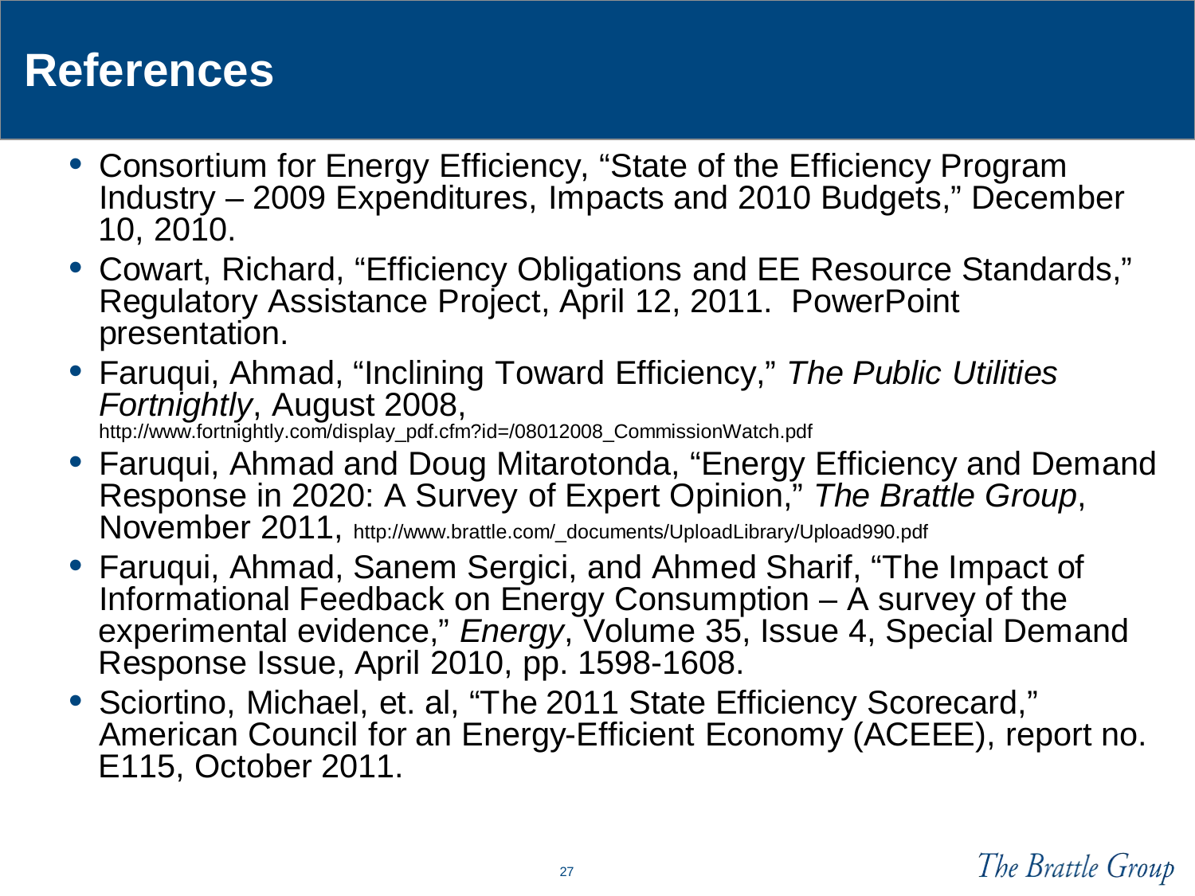# References

- Consortium for Energy Efficiency, "State of the Efficiency Program Industry – 2009 Expenditures, Impacts and 2010 Budgets," December 10, 2010.
- Cowart, Richard, "Efficiency Obligations and EE Resource Standards," Regulatory Assistance Project, April 12, 2011. PowerPoint presentation.
- Faruqui, Ahmad, "Inclining Toward Efficiency," *The Public Utilities Fortnightly*, August 2008, http://www.fortnightly.com/display_pdf.cfm?id=/08012008_CommissionWatch.pdf
- Faruqui, Ahmad and Doug Mitarotonda, "Energy Efficiency and Demand Response in 2020: A Survey of Expert Opinion," *The Brattle Group*, November 2011, http://www.brattle.com/_documents/UploadLibrary/Upload990.pdf
- Faruqui, Ahmad, Sanem Sergici, and Ahmed Sharif, "The Impact of Informational Feedback on Energy Consumption – A survey of the experimental evidence," *Energy*, Volume 35, Issue 4, Special Demand Response Issue, April 2010, pp. 1598-1608.
- Sciortino, Michael, et. al, "The 2011 State Efficiency Scorecard," American Council for an Energy-Efficient Economy (ACEEE), report no. E115, October 2011.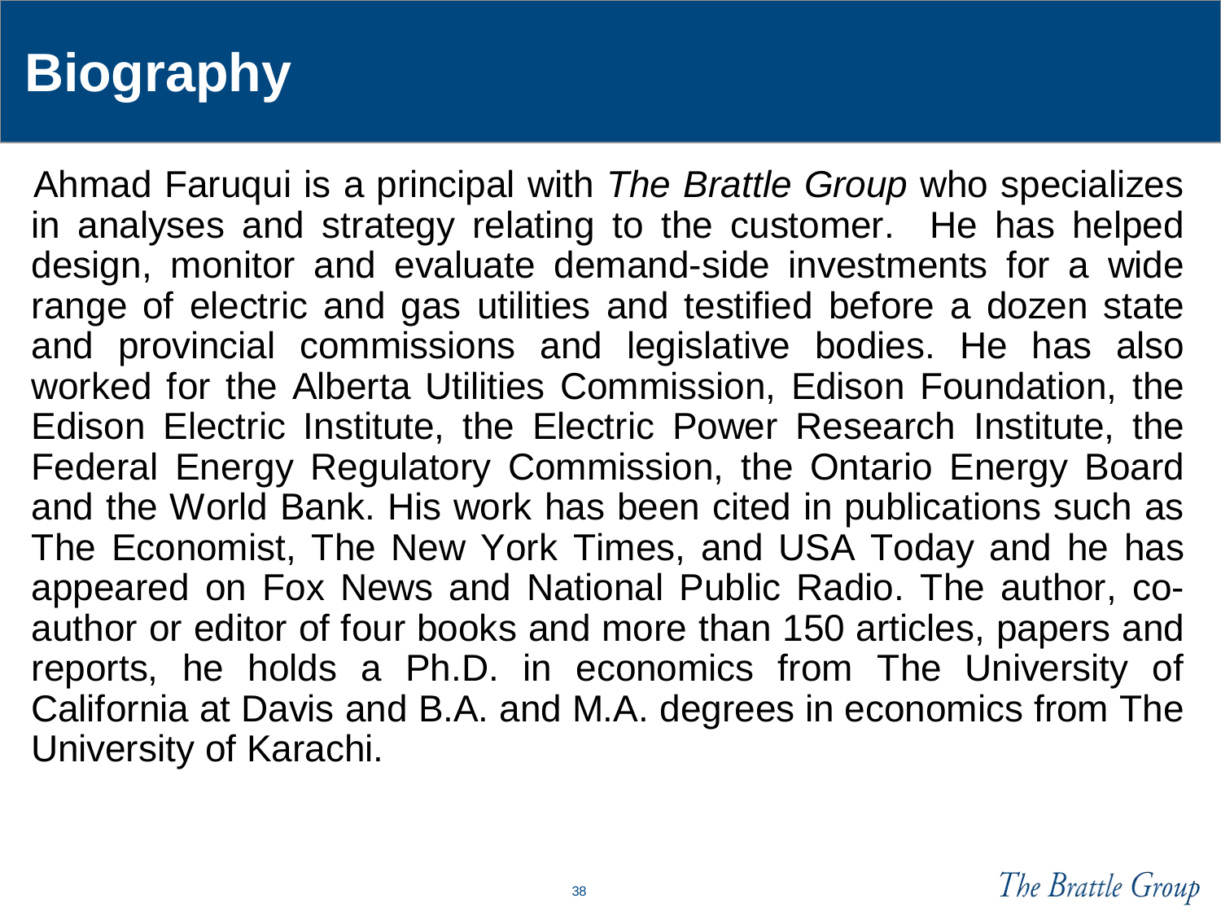# Biography

Ahmad Faruqui is a principal with *The Brattle Group* who specializes in analyses and strategy relating to the customer. He has helped design, monitor and evaluate demand-side investments for a wide range of electric and gas utilities and testified before a dozen state and provincial commissions and legislative bodies. He has also worked for the Alberta Utilities Commission, Edison Foundation, the Edison Electric Institute, the Electric Power Research Institute, the Federal Energy Regulatory Commission, the Ontario Energy Board and the World Bank. His work has been cited in publications such as The Economist, The New York Times, and USA Today and he has appeared on Fox News and National Public Radio. The author, co-author or editor of four books and more than 150 articles, papers and reports, he holds a Ph.D. in economics from The University of California at Davis and B.A. and M.A. degrees in economics from The University of Karachi.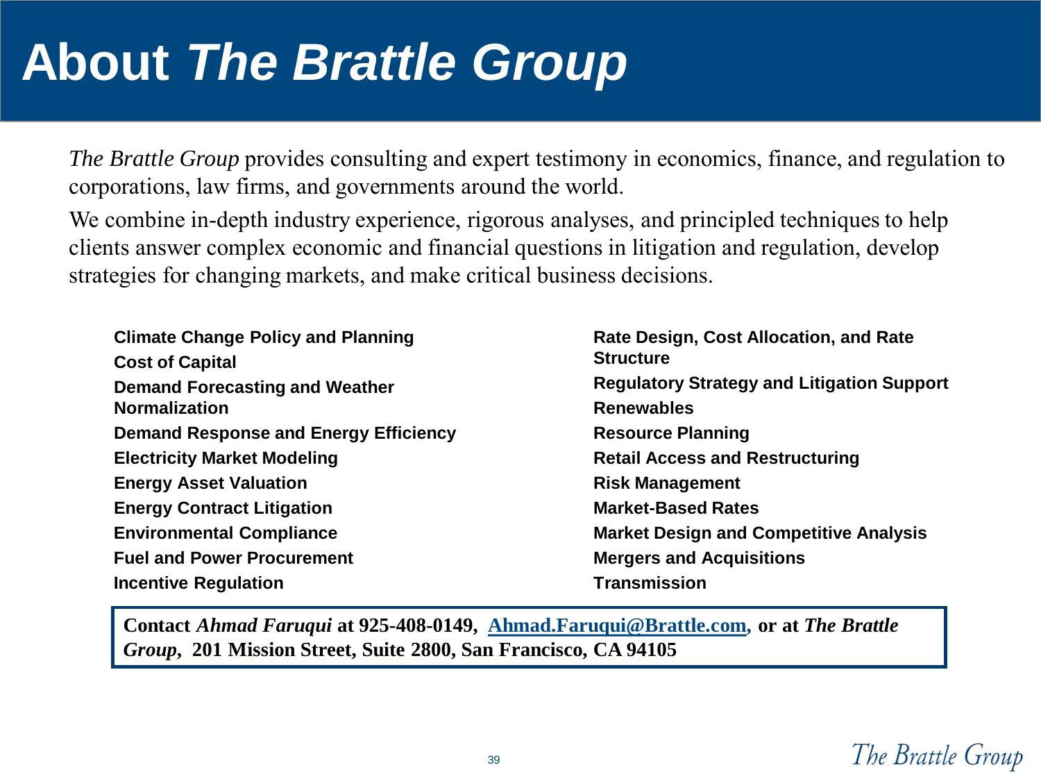# About *The Brattle Group*

*The Brattle Group* provides consulting and expert testimony in economics, finance, and regulation to corporations, law firms, and governments around the world.

We combine in-depth industry experience, rigorous analyses, and principled techniques to help clients answer complex economic and financial questions in litigation and regulation, develop strategies for changing markets, and make critical business decisions.

**Climate Change Policy and Planning**
**Cost of Capital**
**Demand Forecasting and Weather Normalization**
**Demand Response and Energy Efficiency**
**Electricity Market Modeling**
**Energy Asset Valuation**
**Energy Contract Litigation**
**Environmental Compliance**
**Fuel and Power Procurement**
**Incentive Regulation**
**Rate Design, Cost Allocation, and Rate Structure**
**Regulatory Strategy and Litigation Support**
**Renewables**
**Resource Planning**
**Retail Access and Restructuring**
**Risk Management**
**Market-Based Rates**
**Market Design and Competitive Analysis**
**Mergers and Acquisitions**
**Transmission**

**Contact *Ahmad Faruqui* at 925-408-0149, Ahmad.Faruqui@Brattle.com, or at *The Brattle Group*, 201 Mission Street, Suite 2800, San Francisco, CA 94105**